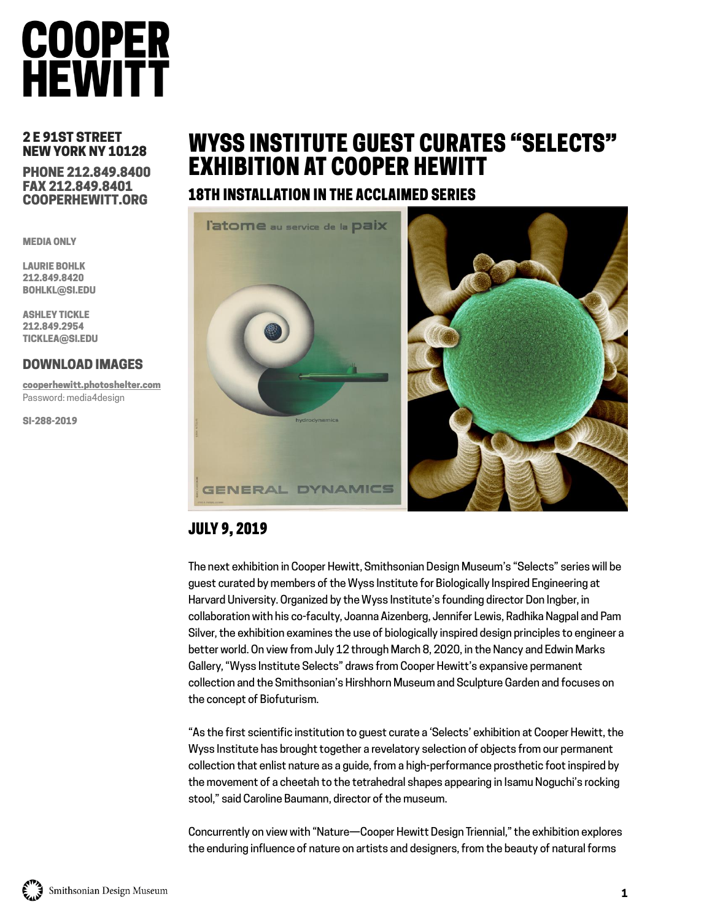# COOPER HEWITT

**2 E 91ST STREET**
**NEW YORK NY 10128**

**PHONE 212.849.8400**
**FAX 212.849.8401**
**COOPERHEWITT.ORG**

**MEDIA ONLY**

**LAURIE BOHLK**
**212.849.8420**
**BOHLKL@SI.EDU**

**ASHLEY TICKLE**
**212.849.2954**
**TICKLEA@SI.EDU**

**DOWNLOAD IMAGES**

cooperhewitt.photoshelter.com
Password: media4design

**SI-288-2019**

# WYSS INSTITUTE GUEST CURATES "SELECTS" EXHIBITION AT COOPER HEWITT

## 18TH INSTALLATION IN THE ACCLAIMED SERIES

## JULY 9, 2019

The next exhibition in Cooper Hewitt, Smithsonian Design Museum's "Selects" series will be guest curated by members of the Wyss Institute for Biologically Inspired Engineering at Harvard University. Organized by the Wyss Institute's founding director Don Ingber, in collaboration with his co-faculty, Joanna Aizenberg, Jennifer Lewis, Radhika Nagpal and Pam Silver, the exhibition examines the use of biologically inspired design principles to engineer a better world. On view from July 12 through March 8, 2020, in the Nancy and Edwin Marks Gallery, "Wyss Institute Selects" draws from Cooper Hewitt's expansive permanent collection and the Smithsonian's Hirshhorn Museum and Sculpture Garden and focuses on the concept of Biofuturism.

"As the first scientific institution to guest curate a 'Selects' exhibition at Cooper Hewitt, the Wyss Institute has brought together a revelatory selection of objects from our permanent collection that enlist nature as a guide, from a high-performance prosthetic foot inspired by the movement of a cheetah to the tetrahedral shapes appearing in Isamu Noguchi's rocking stool," said Caroline Baumann, director of the museum.

Concurrently on view with "Nature—Cooper Hewitt Design Triennial," the exhibition explores the enduring influence of nature on artists and designers, from the beauty of natural forms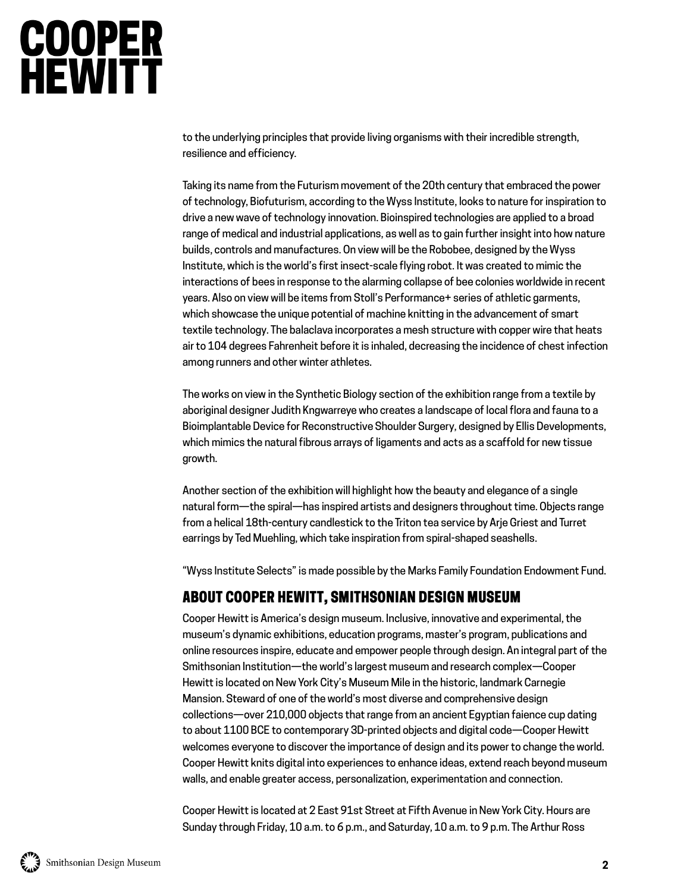to the underlying principles that provide living organisms with their incredible strength, resilience and efficiency.

Taking its name from the Futurism movement of the 20th century that embraced the power of technology, Biofuturism, according to the Wyss Institute, looks to nature for inspiration to drive a new wave of technology innovation. Bioinspired technologies are applied to a broad range of medical and industrial applications, as well as to gain further insight into how nature builds, controls and manufactures. On view will be the Robobee, designed by the Wyss Institute, which is the world's first insect-scale flying robot. It was created to mimic the interactions of bees in response to the alarming collapse of bee colonies worldwide in recent years. Also on view will be items from Stoll's Performance+ series of athletic garments, which showcase the unique potential of machine knitting in the advancement of smart textile technology. The balaclava incorporates a mesh structure with copper wire that heats air to 104 degrees Fahrenheit before it is inhaled, decreasing the incidence of chest infection among runners and other winter athletes.

The works on view in the Synthetic Biology section of the exhibition range from a textile by aboriginal designer Judith Kngwarreye who creates a landscape of local flora and fauna to a Bioimplantable Device for Reconstructive Shoulder Surgery, designed by Ellis Developments, which mimics the natural fibrous arrays of ligaments and acts as a scaffold for new tissue growth.

Another section of the exhibition will highlight how the beauty and elegance of a single natural form—the spiral—has inspired artists and designers throughout time. Objects range from a helical 18th-century candlestick to the Triton tea service by Arje Griest and Turret earrings by Ted Muehling, which take inspiration from spiral-shaped seashells.

"Wyss Institute Selects" is made possible by the Marks Family Foundation Endowment Fund.

## About Cooper Hewitt, Smithsonian Design Museum

Cooper Hewitt is America's design museum. Inclusive, innovative and experimental, the museum's dynamic exhibitions, education programs, master's program, publications and online resources inspire, educate and empower people through design. An integral part of the Smithsonian Institution—the world's largest museum and research complex—Cooper Hewitt is located on New York City's Museum Mile in the historic, landmark Carnegie Mansion. Steward of one of the world's most diverse and comprehensive design collections—over 210,000 objects that range from an ancient Egyptian faience cup dating to about 1100 BCE to contemporary 3D-printed objects and digital code—Cooper Hewitt welcomes everyone to discover the importance of design and its power to change the world. Cooper Hewitt knits digital into experiences to enhance ideas, extend reach beyond museum walls, and enable greater access, personalization, experimentation and connection.

Cooper Hewitt is located at 2 East 91st Street at Fifth Avenue in New York City. Hours are Sunday through Friday, 10 a.m. to 6 p.m., and Saturday, 10 a.m. to 9 p.m. The Arthur Ross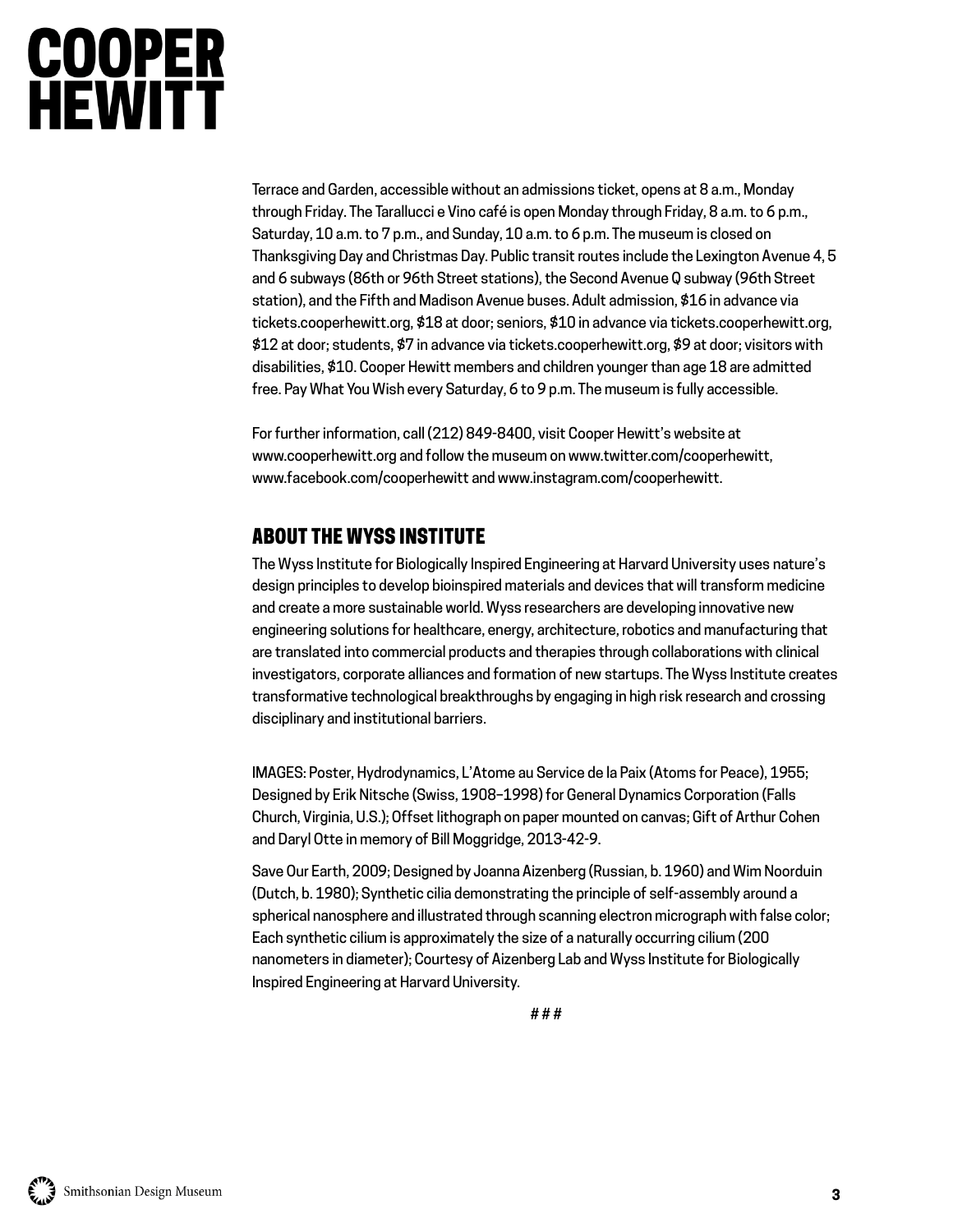Terrace and Garden, accessible without an admissions ticket, opens at 8 a.m., Monday through Friday. The Tarallucci e Vino café is open Monday through Friday, 8 a.m. to 6 p.m., Saturday, 10 a.m. to 7 p.m., and Sunday, 10 a.m. to 6 p.m. The museum is closed on Thanksgiving Day and Christmas Day. Public transit routes include the Lexington Avenue 4, 5 and 6 subways (86th or 96th Street stations), the Second Avenue Q subway (96th Street station), and the Fifth and Madison Avenue buses. Adult admission, $16 in advance via tickets.cooperhewitt.org, $18 at door; seniors, $10 in advance via tickets.cooperhewitt.org, $12 at door; students, $7 in advance via tickets.cooperhewitt.org, $9 at door; visitors with disabilities, $10. Cooper Hewitt members and children younger than age 18 are admitted free. Pay What You Wish every Saturday, 6 to 9 p.m. The museum is fully accessible.

For further information, call (212) 849-8400, visit Cooper Hewitt's website at www.cooperhewitt.org and follow the museum on www.twitter.com/cooperhewitt, www.facebook.com/cooperhewitt and www.instagram.com/cooperhewitt.

## ABOUT THE WYSS INSTITUTE

The Wyss Institute for Biologically Inspired Engineering at Harvard University uses nature's design principles to develop bioinspired materials and devices that will transform medicine and create a more sustainable world. Wyss researchers are developing innovative new engineering solutions for healthcare, energy, architecture, robotics and manufacturing that are translated into commercial products and therapies through collaborations with clinical investigators, corporate alliances and formation of new startups. The Wyss Institute creates transformative technological breakthroughs by engaging in high risk research and crossing disciplinary and institutional barriers.

IMAGES: Poster, Hydrodynamics, L'Atome au Service de la Paix (Atoms for Peace), 1955; Designed by Erik Nitsche (Swiss, 1908–1998) for General Dynamics Corporation (Falls Church, Virginia, U.S.); Offset lithograph on paper mounted on canvas; Gift of Arthur Cohen and Daryl Otte in memory of Bill Moggridge, 2013-42-9.

Save Our Earth, 2009; Designed by Joanna Aizenberg (Russian, b. 1960) and Wim Noorduin (Dutch, b. 1980); Synthetic cilia demonstrating the principle of self-assembly around a spherical nanosphere and illustrated through scanning electron micrograph with false color; Each synthetic cilium is approximately the size of a naturally occurring cilium (200 nanometers in diameter); Courtesy of Aizenberg Lab and Wyss Institute for Biologically Inspired Engineering at Harvard University.

# # #